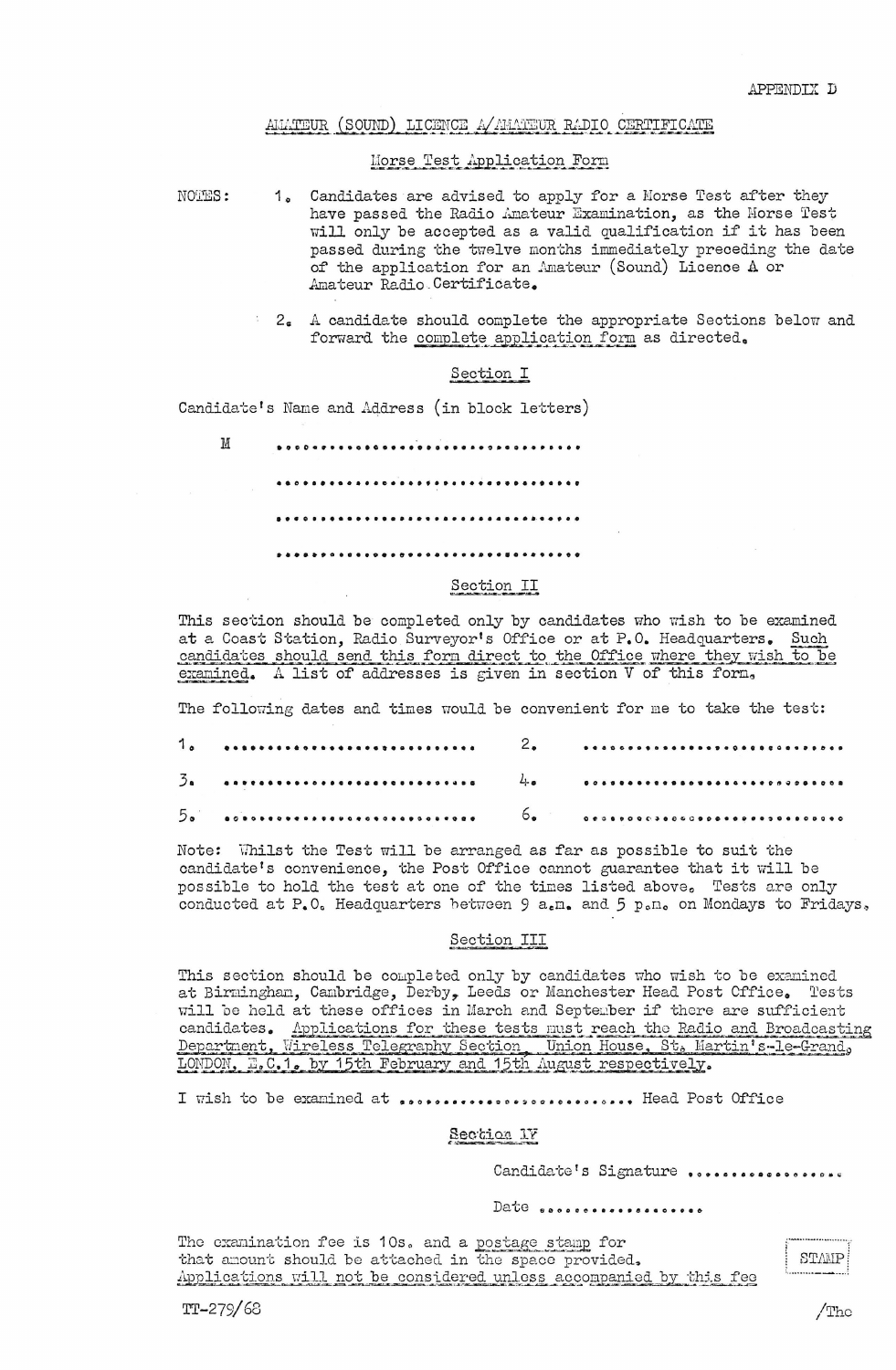APPENDIX D

## AMATEUR (SOUND) LICENCE A/AMATEUR RADIO CERTIFICATE

### Morse Test Application Form

NOTES:

1. Candidates are advised to apply for a Morse Test after they have passed the Radio Amateur Examination, as the Morse Test will only be accepted as a valid qualification if it has been passed during the twelve months immediately preceding the date of the application for an Amateur (Sound) Licence A or Amateur Radio Certificate.

2. A candidate should complete the appropriate Sections below and forward the complete application form as directed.

### Section I

Candidate's Name and Address (in block letters)

M ..................................

..................................

..................................

..................................

### Section II

This section should be completed only by candidates who wish to be examined at a Coast Station, Radio Surveyor's Office or at P.O. Headquarters. Such candidates should send this form direct to the Office where they wish to be examined. A list of addresses is given in section V of this form.

The following dates and times would be convenient for me to take the test:

1. ............................ 2. ............................

3. ............................ 4. ............................

5. ............................ 6. ............................

Note: Whilst the Test will be arranged as far as possible to suit the candidate's convenience, the Post Office cannot guarantee that it will be possible to hold the test at one of the times listed above. Tests are only conducted at P.O. Headquarters between 9 a.m. and 5 p.m. on Mondays to Fridays.

### Section III

This section should be completed only by candidates who wish to be examined at Birmingham, Cambridge, Derby, Leeds or Manchester Head Post Office. Tests will be held at these offices in March and September if there are sufficient candidates. Applications for these tests must reach the Radio and Broadcasting Department, Wireless Telegraphy Section, Union House, St. Martin's-le-Grand, LONDON, E.C.1. by 15th February and 15th August respectively.

I wish to be examined at ........................ Head Post Office

### Section IV

Candidate's Signature ................

Date ..................

The examination fee is 10s. and a postage stamp for that amount should be attached in the space provided. Applications will not be considered unless accompanied by this fee

STAMP

TT-279/68

/The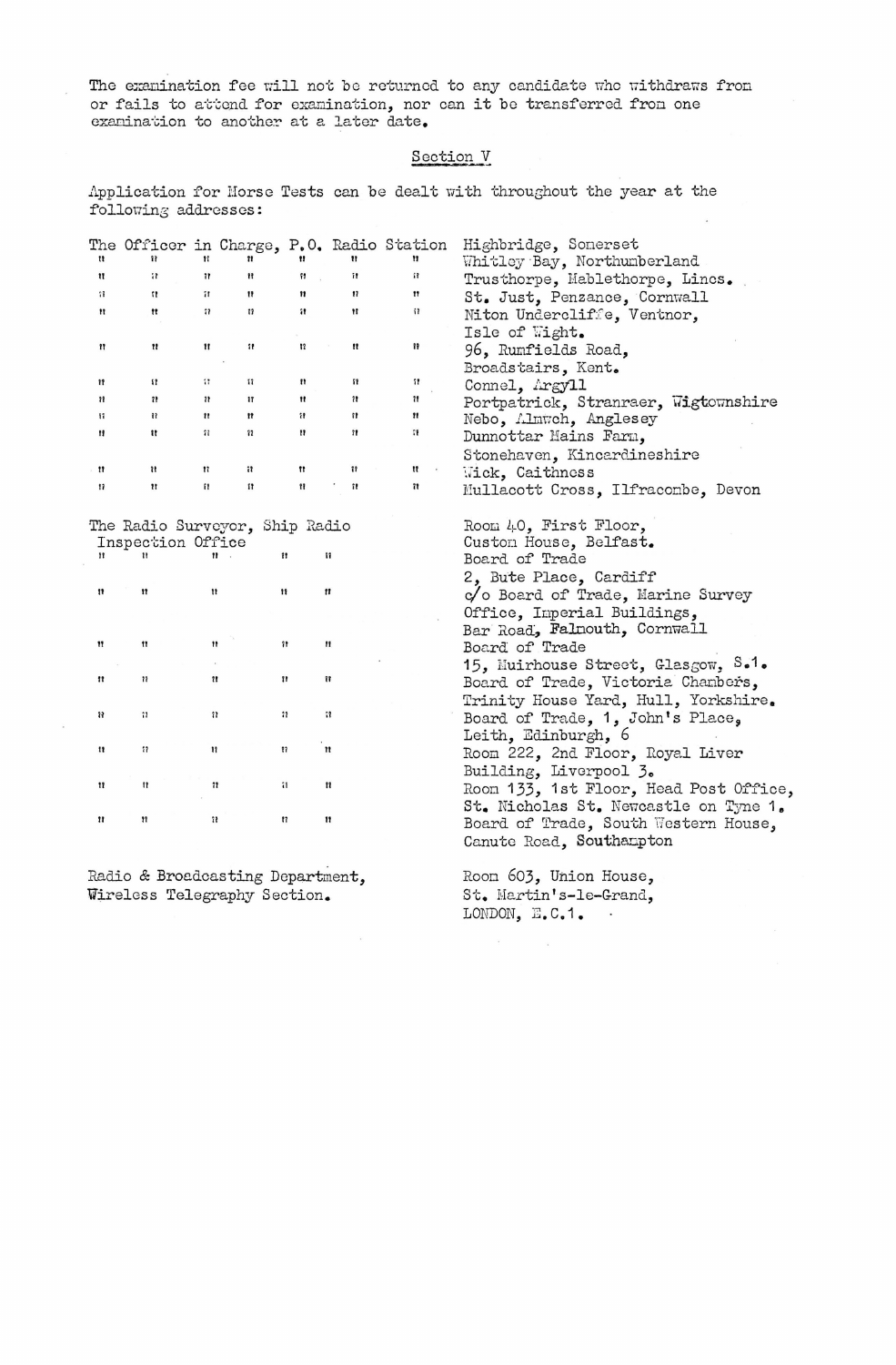The examination fee will not be returned to any candidate who withdraws from or fails to attend for examination, nor can it be transferred from one examination to another at a later date.

## Section V

Application for Morse Tests can be dealt with throughout the year at the following addresses:

| | |
|---|---|
| The Officer in Charge, P.O. Radio Station | Highbridge, Somerset |
| " " " " " " " | Whitley Bay, Northumberland |
| " " " " " " " | Trusthorpe, Mablethorpe, Lincs. |
| " " " " " " " | St. Just, Penzance, Cornwall |
| " " " " " " " | Niton Undercliffe, Ventnor, Isle of Wight. |
| " " " " " " " | 96, Rumfields Road, Broadstairs, Kent. |
| " " " " " " " | Connel, Argyll |
| " " " " " " " | Portpatrick, Stranraer, Wigtownshire |
| " " " " " " " | Nebo, Almwch, Anglesey |
| " " " " " " " | Dunnottar Mains Farm, Stonehaven, Kincardineshire |
| " " " " " " " | Wick, Caithness |
| " " " " " " " | Mullacott Cross, Ilfracombe, Devon |
| The Radio Surveyor, Ship Radio Inspection Office | Room 40, First Floor, Custom House, Belfast. |
| " " " " " | Board of Trade 2, Bute Place, Cardiff |
| " " " " " | c/o Board of Trade, Marine Survey Office, Imperial Buildings, Bar Road, Falmouth, Cornwall |
| " " " " " | Board of Trade 15, Muirhouse Street, Glasgow, S.1. |
| " " " " " | Board of Trade, Victoria Chambers, Trinity House Yard, Hull, Yorkshire. |
| " " " " " | Board of Trade, 1, John's Place, Leith, Edinburgh, 6 |
| " " " " " | Room 222, 2nd Floor, Royal Liver Building, Liverpool 3. |
| " " " " " | Room 133, 1st Floor, Head Post Office, St. Nicholas St. Newcastle on Tyne 1. |
| " " " " " | Board of Trade, South Western House, Canute Road, Southampton |
| Radio & Broadcasting Department, Wireless Telegraphy Section. | Room 603, Union House, St. Martin's-le-Grand, LONDON, E.C.1. |